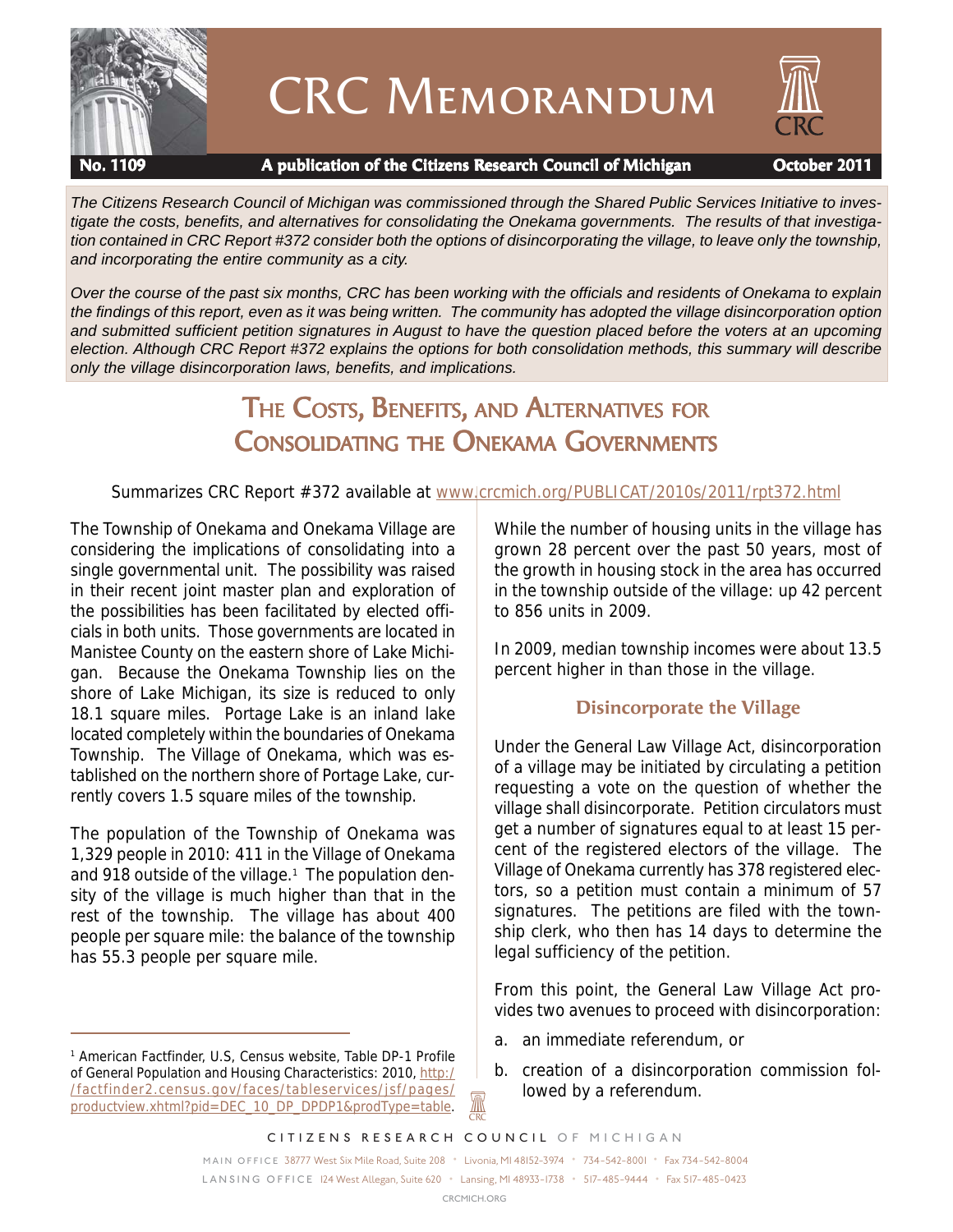# CRC Memorandum

**No. 1109** **A publication of the Citizens Research Council of Michigan** **October 2011**

*The Citizens Research Council of Michigan was commissioned through the Shared Public Services Initiative to investigate the costs, benefits, and alternatives for consolidating the Onekama governments. The results of that investigation contained in CRC Report #372 consider both the options of disincorporating the village, to leave only the township, and incorporating the entire community as a city.*

*Over the course of the past six months, CRC has been working with the officials and residents of Onekama to explain the findings of this report, even as it was being written. The community has adopted the village disincorporation option and submitted sufficient petition signatures in August to have the question placed before the voters at an upcoming election. Although CRC Report #372 explains the options for both consolidation methods, this summary will describe only the village disincorporation laws, benefits, and implications.*

## The Costs, Benefits, and Alternatives for Consolidating the Onekama Governments

Summarizes CRC Report #372 available at www.crcmich.org/PUBLICAT/2010s/2011/rpt372.html

The Township of Onekama and Onekama Village are considering the implications of consolidating into a single governmental unit. The possibility was raised in their recent joint master plan and exploration of the possibilities has been facilitated by elected officials in both units. Those governments are located in Manistee County on the eastern shore of Lake Michigan. Because the Onekama Township lies on the shore of Lake Michigan, its size is reduced to only 18.1 square miles. Portage Lake is an inland lake located completely within the boundaries of Onekama Township. The Village of Onekama, which was established on the northern shore of Portage Lake, currently covers 1.5 square miles of the township.

The population of the Township of Onekama was 1,329 people in 2010: 411 in the Village of Onekama and 918 outside of the village.[1] The population density of the village is much higher than that in the rest of the township. The village has about 400 people per square mile: the balance of the township has 55.3 people per square mile.

While the number of housing units in the village has grown 28 percent over the past 50 years, most of the growth in housing stock in the area has occurred in the township outside of the village: up 42 percent to 856 units in 2009.

In 2009, median township incomes were about 13.5 percent higher in than those in the village.

### Disincorporate the Village

Under the General Law Village Act, disincorporation of a village may be initiated by circulating a petition requesting a vote on the question of whether the village shall disincorporate. Petition circulators must get a number of signatures equal to at least 15 percent of the registered electors of the village. The Village of Onekama currently has 378 registered electors, so a petition must contain a minimum of 57 signatures. The petitions are filed with the township clerk, who then has 14 days to determine the legal sufficiency of the petition.

From this point, the General Law Village Act provides two avenues to proceed with disincorporation:

a. an immediate referendum, or

b. creation of a disincorporation commission followed by a referendum.

[1] American Factfinder, U.S, Census website, Table DP-1 Profile of General Population and Housing Characteristics: 2010, http://factfinder2.census.gov/faces/tableservices/jsf/pages/productview.xhtml?pid=DEC_10_DP_DPDP1&prodType=table.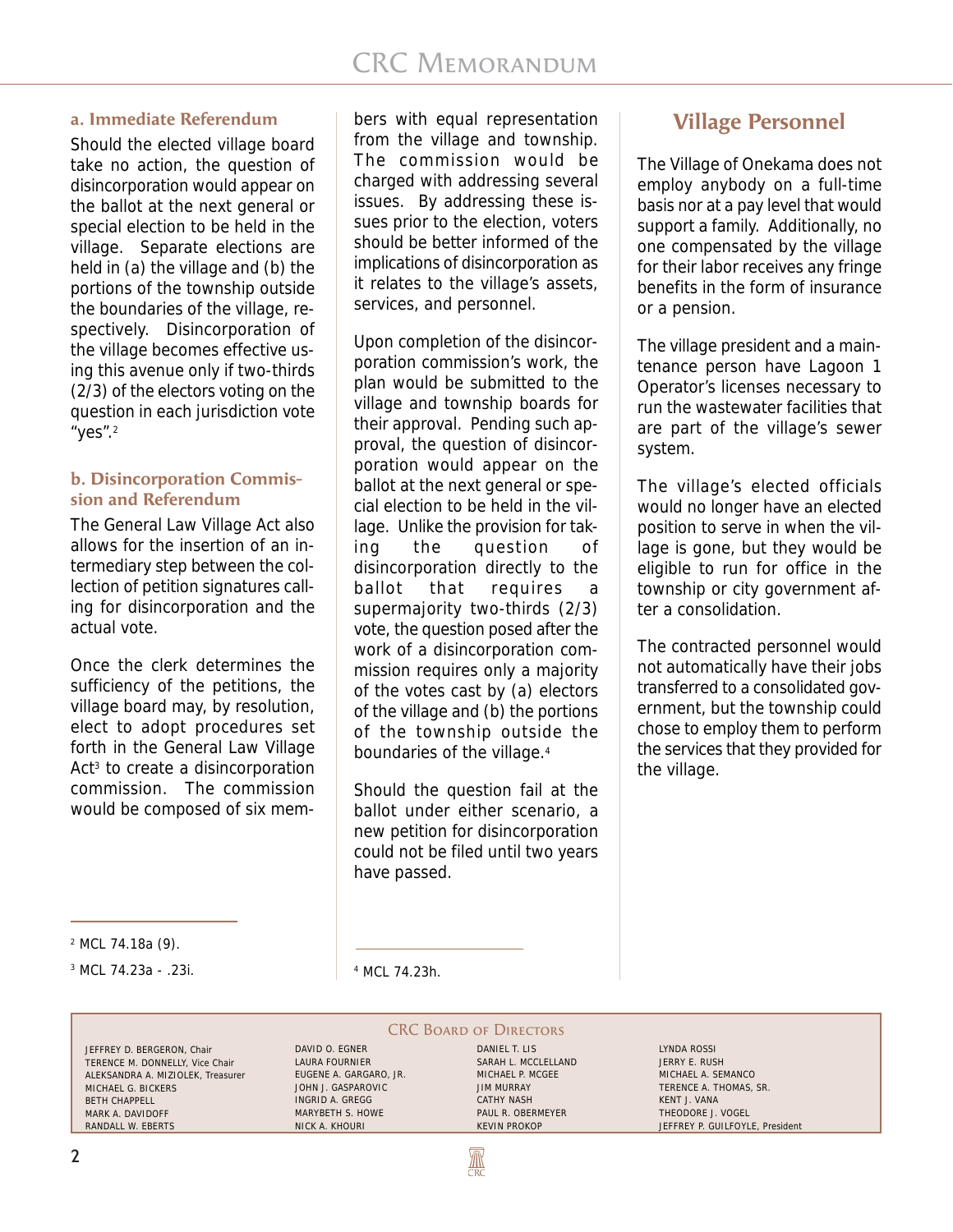### a. Immediate Referendum

Should the elected village board take no action, the question of disincorporation would appear on the ballot at the next general or special election to be held in the village. Separate elections are held in (a) the village and (b) the portions of the township outside the boundaries of the village, respectively. Disincorporation of the village becomes effective using this avenue only if two-thirds (2/3) of the electors voting on the question in each jurisdiction vote "yes".[2]

### b. Disincorporation Commission and Referendum

The General Law Village Act also allows for the insertion of an intermediary step between the collection of petition signatures calling for disincorporation and the actual vote.

Once the clerk determines the sufficiency of the petitions, the village board may, by resolution, elect to adopt procedures set forth in the General Law Village Act[3] to create a disincorporation commission. The commission would be composed of six members with equal representation from the village and township. The commission would be charged with addressing several issues. By addressing these issues prior to the election, voters should be better informed of the implications of disincorporation as it relates to the village's assets, services, and personnel.

Upon completion of the disincorporation commission's work, the plan would be submitted to the village and township boards for their approval. Pending such approval, the question of disincorporation would appear on the ballot at the next general or special election to be held in the village. Unlike the provision for taking the question of disincorporation directly to the ballot that requires a supermajority two-thirds (2/3) vote, the question posed after the work of a disincorporation commission requires only a majority of the votes cast by (a) electors of the village and (b) the portions of the township outside the boundaries of the village.[4]

Should the question fail at the ballot under either scenario, a new petition for disincorporation could not be filed until two years have passed.

## Village Personnel

The Village of Onekama does not employ anybody on a full-time basis nor at a pay level that would support a family. Additionally, no one compensated by the village for their labor receives any fringe benefits in the form of insurance or a pension.

The village president and a maintenance person have Lagoon 1 Operator's licenses necessary to run the wastewater facilities that are part of the village's sewer system.

The village's elected officials would no longer have an elected position to serve in when the village is gone, but they would be eligible to run for office in the township or city government after a consolidation.

The contracted personnel would not automatically have their jobs transferred to a consolidated government, but the township could chose to employ them to perform the services that they provided for the village.

---

[2] MCL 74.18a (9).

[3] MCL 74.23a - .23i.

[4] MCL 74.23h.

---

**CRC Board of Directors**

JEFFREY D. BERGERON, Chair
TERENCE M. DONNELLY, Vice Chair
ALEKSANDRA A. MIZIOLEK, Treasurer
MICHAEL G. BICKERS
BETH CHAPPELL
MARK A. DAVIDOFF
RANDALL W. EBERTS
DAVID O. EGNER
LAURA FOURNIER
EUGENE A. GARGARO, JR.
JOHN J. GASPAROVIC
INGRID A. GREGG
MARYBETH S. HOWE
NICK A. KHOURI
DANIEL T. LIS
SARAH L. MCCLELLAND
MICHAEL P. MCGEE
JIM MURRAY
CATHY NASH
PAUL R. OBERMEYER
KEVIN PROKOP
LYNDA ROSSI
JERRY E. RUSH
MICHAEL A. SEMANCO
TERENCE A. THOMAS, SR.
KENT J. VANA
THEODORE J. VOGEL
JEFFREY P. GUILFOYLE, President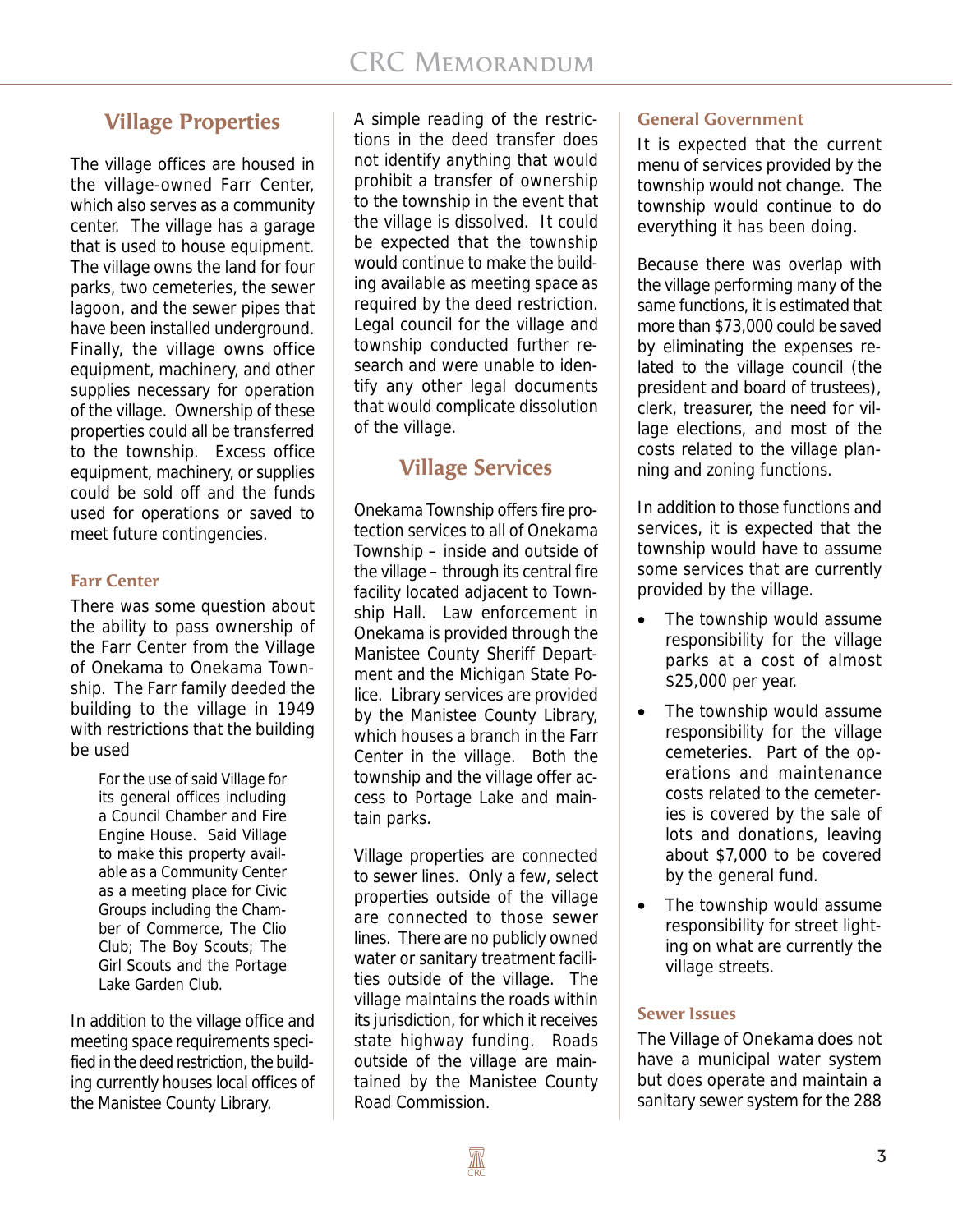## Village Properties

The village offices are housed in the village-owned Farr Center, which also serves as a community center. The village has a garage that is used to house equipment. The village owns the land for four parks, two cemeteries, the sewer lagoon, and the sewer pipes that have been installed underground. Finally, the village owns office equipment, machinery, and other supplies necessary for operation of the village. Ownership of these properties could all be transferred to the township. Excess office equipment, machinery, or supplies could be sold off and the funds used for operations or saved to meet future contingencies.

### Farr Center

There was some question about the ability to pass ownership of the Farr Center from the Village of Onekama to Onekama Township. The Farr family deeded the building to the village in 1949 with restrictions that the building be used

> For the use of said Village for its general offices including a Council Chamber and Fire Engine House. Said Village to make this property available as a Community Center as a meeting place for Civic Groups including the Chamber of Commerce, The Clio Club; The Boy Scouts; The Girl Scouts and the Portage Lake Garden Club.

In addition to the village office and meeting space requirements specified in the deed restriction, the building currently houses local offices of the Manistee County Library.

A simple reading of the restrictions in the deed transfer does not identify anything that would prohibit a transfer of ownership to the township in the event that the village is dissolved. It could be expected that the township would continue to make the building available as meeting space as required by the deed restriction. Legal council for the village and township conducted further research and were unable to identify any other legal documents that would complicate dissolution of the village.

## Village Services

Onekama Township offers fire protection services to all of Onekama Township – inside and outside of the village – through its central fire facility located adjacent to Township Hall. Law enforcement in Onekama is provided through the Manistee County Sheriff Department and the Michigan State Police. Library services are provided by the Manistee County Library, which houses a branch in the Farr Center in the village. Both the township and the village offer access to Portage Lake and maintain parks.

Village properties are connected to sewer lines. Only a few, select properties outside of the village are connected to those sewer lines. There are no publicly owned water or sanitary treatment facilities outside of the village. The village maintains the roads within its jurisdiction, for which it receives state highway funding. Roads outside of the village are maintained by the Manistee County Road Commission.

### General Government

It is expected that the current menu of services provided by the township would not change. The township would continue to do everything it has been doing.

Because there was overlap with the village performing many of the same functions, it is estimated that more than $73,000 could be saved by eliminating the expenses related to the village council (the president and board of trustees), clerk, treasurer, the need for village elections, and most of the costs related to the village planning and zoning functions.

In addition to those functions and services, it is expected that the township would have to assume some services that are currently provided by the village.

- The township would assume responsibility for the village parks at a cost of almost $25,000 per year.
- The township would assume responsibility for the village cemeteries. Part of the operations and maintenance costs related to the cemeteries is covered by the sale of lots and donations, leaving about $7,000 to be covered by the general fund.
- The township would assume responsibility for street lighting on what are currently the village streets.

### Sewer Issues

The Village of Onekama does not have a municipal water system but does operate and maintain a sanitary sewer system for the 288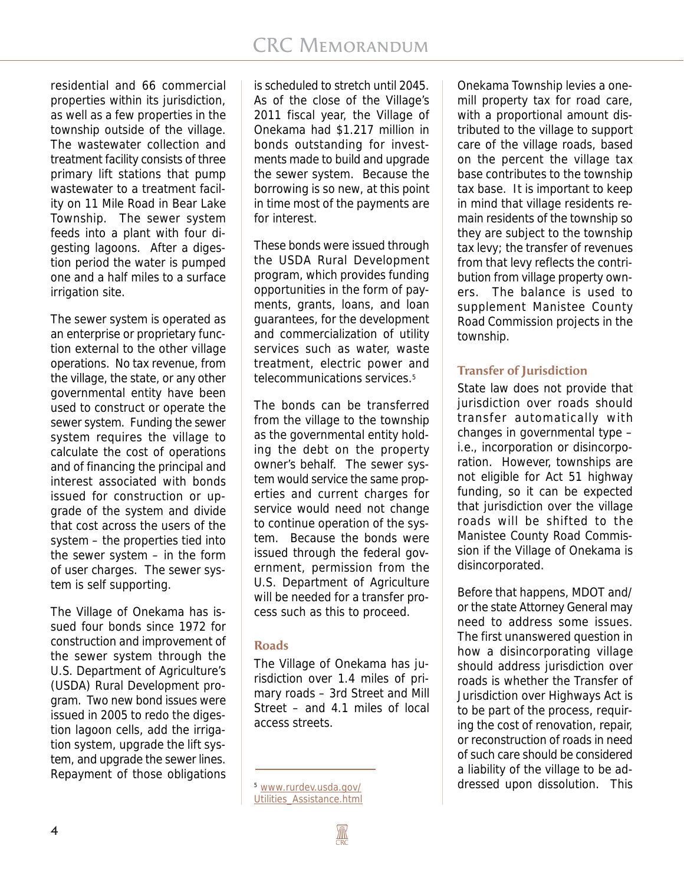residential and 66 commercial properties within its jurisdiction, as well as a few properties in the township outside of the village. The wastewater collection and treatment facility consists of three primary lift stations that pump wastewater to a treatment facility on 11 Mile Road in Bear Lake Township. The sewer system feeds into a plant with four digesting lagoons. After a digestion period the water is pumped one and a half miles to a surface irrigation site.

The sewer system is operated as an enterprise or proprietary function external to the other village operations. No tax revenue, from the village, the state, or any other governmental entity have been used to construct or operate the sewer system. Funding the sewer system requires the village to calculate the cost of operations and of financing the principal and interest associated with bonds issued for construction or upgrade of the system and divide that cost across the users of the system – the properties tied into the sewer system – in the form of user charges. The sewer system is self supporting.

The Village of Onekama has issued four bonds since 1972 for construction and improvement of the sewer system through the U.S. Department of Agriculture's (USDA) Rural Development program. Two new bond issues were issued in 2005 to redo the digestion lagoon cells, add the irrigation system, upgrade the lift system, and upgrade the sewer lines. Repayment of those obligations is scheduled to stretch until 2045. As of the close of the Village's 2011 fiscal year, the Village of Onekama had $1.217 million in bonds outstanding for investments made to build and upgrade the sewer system. Because the borrowing is so new, at this point in time most of the payments are for interest.

These bonds were issued through the USDA Rural Development program, which provides funding opportunities in the form of payments, grants, loans, and loan guarantees, for the development and commercialization of utility services such as water, waste treatment, electric power and telecommunications services.[5]

The bonds can be transferred from the village to the township as the governmental entity holding the debt on the property owner's behalf. The sewer system would service the same properties and current charges for service would need not change to continue operation of the system. Because the bonds were issued through the federal government, permission from the U.S. Department of Agriculture will be needed for a transfer process such as this to proceed.

## Roads

The Village of Onekama has jurisdiction over 1.4 miles of primary roads – 3rd Street and Mill Street – and 4.1 miles of local access streets.

Onekama Township levies a one-mill property tax for road care, with a proportional amount distributed to the village to support care of the village roads, based on the percent the village tax base contributes to the township tax base. It is important to keep in mind that village residents remain residents of the township so they are subject to the township tax levy; the transfer of revenues from that levy reflects the contribution from village property owners. The balance is used to supplement Manistee County Road Commission projects in the township.

### Transfer of Jurisdiction

State law does not provide that jurisdiction over roads should transfer automatically with changes in governmental type – i.e., incorporation or disincorporation. However, townships are not eligible for Act 51 highway funding, so it can be expected that jurisdiction over the village roads will be shifted to the Manistee County Road Commission if the Village of Onekama is disincorporated.

Before that happens, MDOT and/or the state Attorney General may need to address some issues. The first unanswered question in how a disincorporating village should address jurisdiction over roads is whether the Transfer of Jurisdiction over Highways Act is to be part of the process, requiring the cost of renovation, repair, or reconstruction of roads in need of such care should be considered a liability of the village to be addressed upon dissolution. This

---

[5] www.rurdev.usda.gov/Utilities_Assistance.html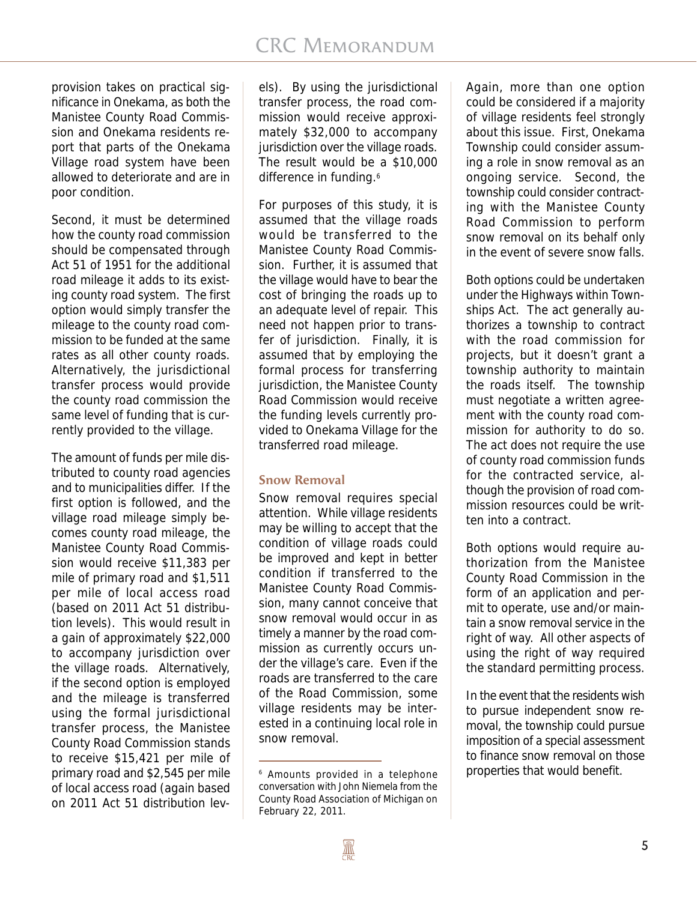provision takes on practical significance in Onekama, as both the Manistee County Road Commission and Onekama residents report that parts of the Onekama Village road system have been allowed to deteriorate and are in poor condition.

Second, it must be determined how the county road commission should be compensated through Act 51 of 1951 for the additional road mileage it adds to its existing county road system. The first option would simply transfer the mileage to the county road commission to be funded at the same rates as all other county roads. Alternatively, the jurisdictional transfer process would provide the county road commission the same level of funding that is currently provided to the village.

The amount of funds per mile distributed to county road agencies and to municipalities differ. If the first option is followed, and the village road mileage simply becomes county road mileage, the Manistee County Road Commission would receive $11,383 per mile of primary road and $1,511 per mile of local access road (based on 2011 Act 51 distribution levels). This would result in a gain of approximately $22,000 to accompany jurisdiction over the village roads. Alternatively, if the second option is employed and the mileage is transferred using the formal jurisdictional transfer process, the Manistee County Road Commission stands to receive $15,421 per mile of primary road and $2,545 per mile of local access road (again based on 2011 Act 51 distribution levels). By using the jurisdictional transfer process, the road commission would receive approximately $32,000 to accompany jurisdiction over the village roads. The result would be a $10,000 difference in funding.[6]

For purposes of this study, it is assumed that the village roads would be transferred to the Manistee County Road Commission. Further, it is assumed that the village would have to bear the cost of bringing the roads up to an adequate level of repair. This need not happen prior to transfer of jurisdiction. Finally, it is assumed that by employing the formal process for transferring jurisdiction, the Manistee County Road Commission would receive the funding levels currently provided to Onekama Village for the transferred road mileage.

### Snow Removal

Snow removal requires special attention. While village residents may be willing to accept that the condition of village roads could be improved and kept in better condition if transferred to the Manistee County Road Commission, many cannot conceive that snow removal would occur in as timely a manner by the road commission as currently occurs under the village's care. Even if the roads are transferred to the care of the Road Commission, some village residents may be interested in a continuing local role in snow removal.

Again, more than one option could be considered if a majority of village residents feel strongly about this issue. First, Onekama Township could consider assuming a role in snow removal as an ongoing service. Second, the township could consider contracting with the Manistee County Road Commission to perform snow removal on its behalf only in the event of severe snow falls.

Both options could be undertaken under the Highways within Townships Act. The act generally authorizes a township to contract with the road commission for projects, but it doesn't grant a township authority to maintain the roads itself. The township must negotiate a written agreement with the county road commission for authority to do so. The act does not require the use of county road commission funds for the contracted service, although the provision of road commission resources could be written into a contract.

Both options would require authorization from the Manistee County Road Commission in the form of an application and permit to operate, use and/or maintain a snow removal service in the right of way. All other aspects of using the right of way required the standard permitting process.

In the event that the residents wish to pursue independent snow removal, the township could pursue imposition of a special assessment to finance snow removal on those properties that would benefit.

---

[6] Amounts provided in a telephone conversation with John Niemela from the County Road Association of Michigan on February 22, 2011.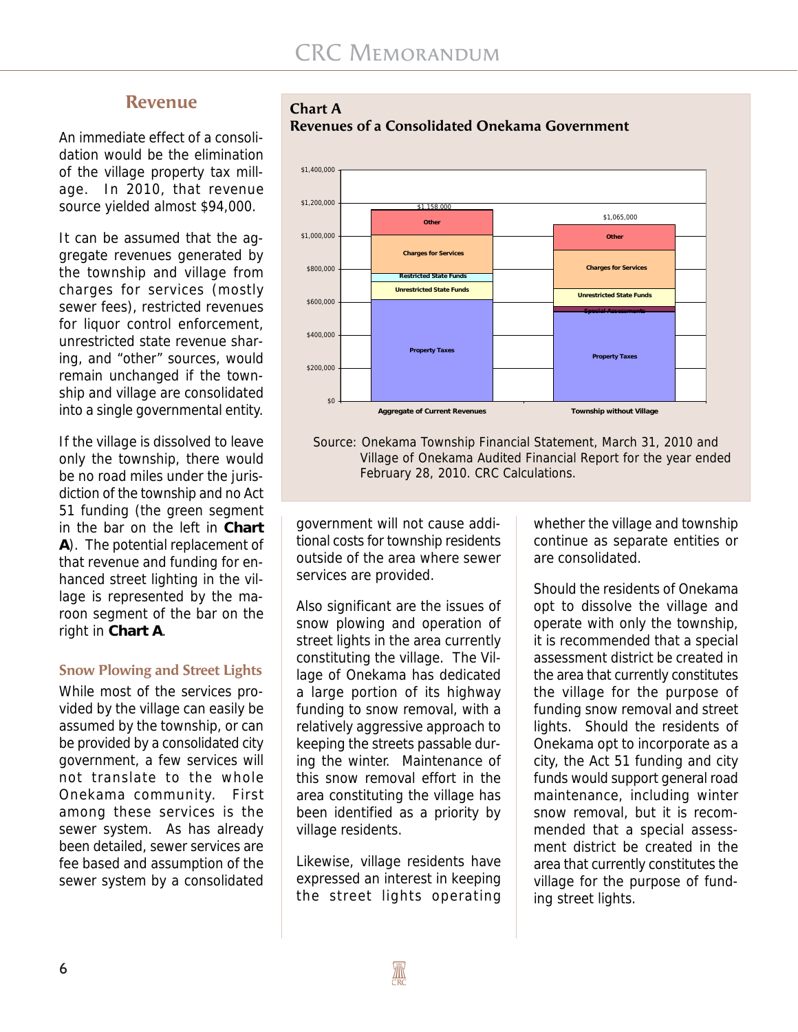## Revenue

An immediate effect of a consolidation would be the elimination of the village property tax millage. In 2010, that revenue source yielded almost $94,000.

It can be assumed that the aggregate revenues generated by the township and village from charges for services (mostly sewer fees), restricted revenues for liquor control enforcement, unrestricted state revenue sharing, and "other" sources, would remain unchanged if the township and village are consolidated into a single governmental entity.

If the village is dissolved to leave only the township, there would be no road miles under the jurisdiction of the township and no Act 51 funding (the green segment in the bar on the left in **Chart A**). The potential replacement of that revenue and funding for enhanced street lighting in the village is represented by the maroon segment of the bar on the right in **Chart A**.

**Chart A**
**Revenues of a Consolidated Onekama Government**

| | Aggregate of Current Revenues | Township without Village |
|---|---|---|
| Segments (bottom to top) | Property Taxes, Unrestricted State Funds, Restricted State Funds, Charges for Services, Other | Property Taxes, Special Assessments, Unrestricted State Funds, Charges for Services, Other |
| Total | $1,158,000 | $1,065,000 |

Source: Onekama Township Financial Statement, March 31, 2010 and Village of Onekama Audited Financial Report for the year ended February 28, 2010. CRC Calculations.

### Snow Plowing and Street Lights

While most of the services provided by the village can easily be assumed by the township, or can be provided by a consolidated city government, a few services will not translate to the whole Onekama community. First among these services is the sewer system. As has already been detailed, sewer services are fee based and assumption of the sewer system by a consolidated government will not cause additional costs for township residents outside of the area where sewer services are provided.

Also significant are the issues of snow plowing and operation of street lights in the area currently constituting the village. The Village of Onekama has dedicated a large portion of its highway funding to snow removal, with a relatively aggressive approach to keeping the streets passable during the winter. Maintenance of this snow removal effort in the area constituting the village has been identified as a priority by village residents.

Likewise, village residents have expressed an interest in keeping the street lights operating whether the village and township continue as separate entities or are consolidated.

Should the residents of Onekama opt to dissolve the village and operate with only the township, it is recommended that a special assessment district be created in the area that currently constitutes the village for the purpose of funding snow removal and street lights. Should the residents of Onekama opt to incorporate as a city, the Act 51 funding and city funds would support general road maintenance, including winter snow removal, but it is recommended that a special assessment district be created in the area that currently constitutes the village for the purpose of funding street lights.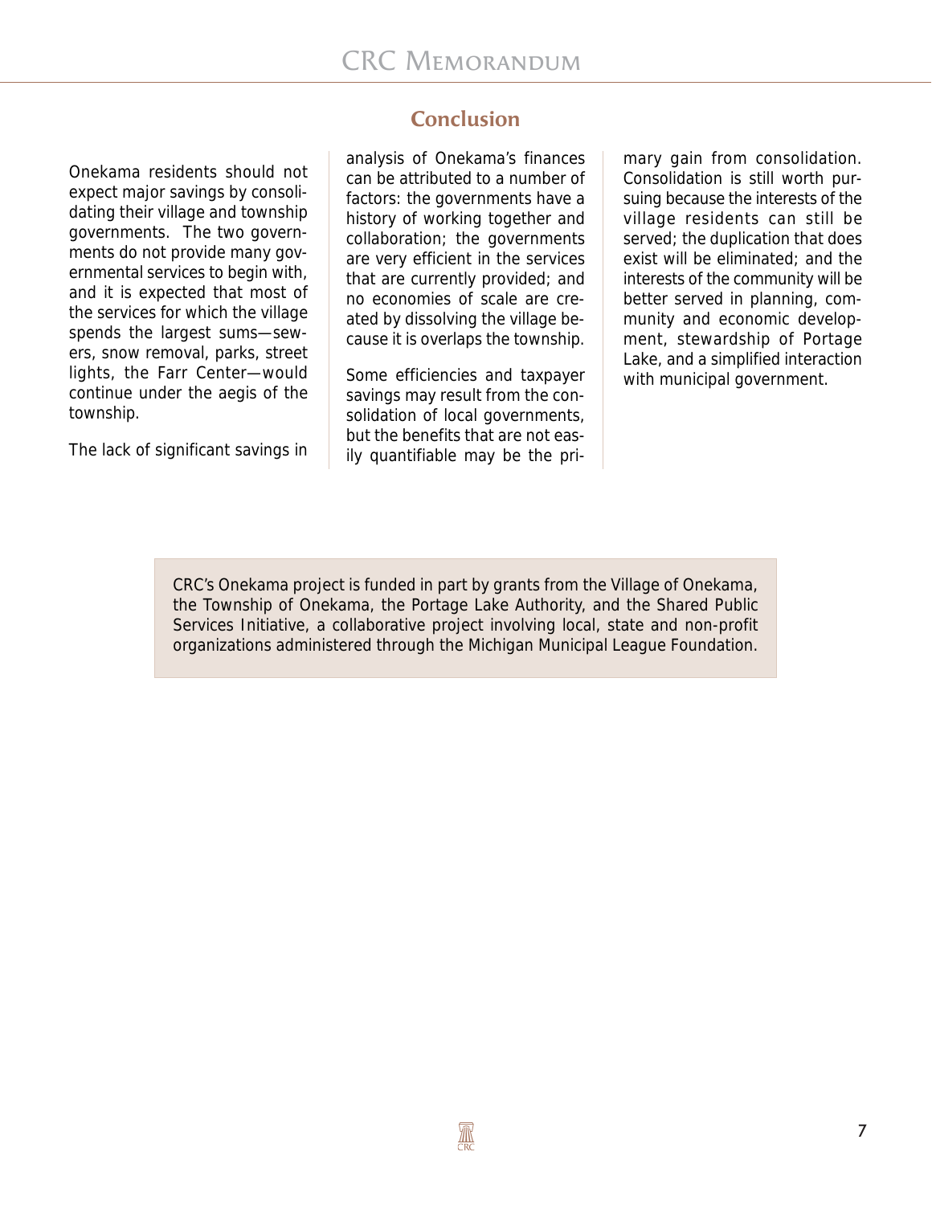## Conclusion

Onekama residents should not expect major savings by consolidating their village and township governments. The two governments do not provide many governmental services to begin with, and it is expected that most of the services for which the village spends the largest sums—sewers, snow removal, parks, street lights, the Farr Center—would continue under the aegis of the township.

The lack of significant savings in analysis of Onekama's finances can be attributed to a number of factors: the governments have a history of working together and collaboration; the governments are very efficient in the services that are currently provided; and no economies of scale are created by dissolving the village because it is overlaps the township.

Some efficiencies and taxpayer savings may result from the consolidation of local governments, but the benefits that are not easily quantifiable may be the primary gain from consolidation. Consolidation is still worth pursuing because the interests of the village residents can still be served; the duplication that does exist will be eliminated; and the interests of the community will be better served in planning, community and economic development, stewardship of Portage Lake, and a simplified interaction with municipal government.

CRC's Onekama project is funded in part by grants from the Village of Onekama, the Township of Onekama, the Portage Lake Authority, and the Shared Public Services Initiative, a collaborative project involving local, state and non-profit organizations administered through the Michigan Municipal League Foundation.